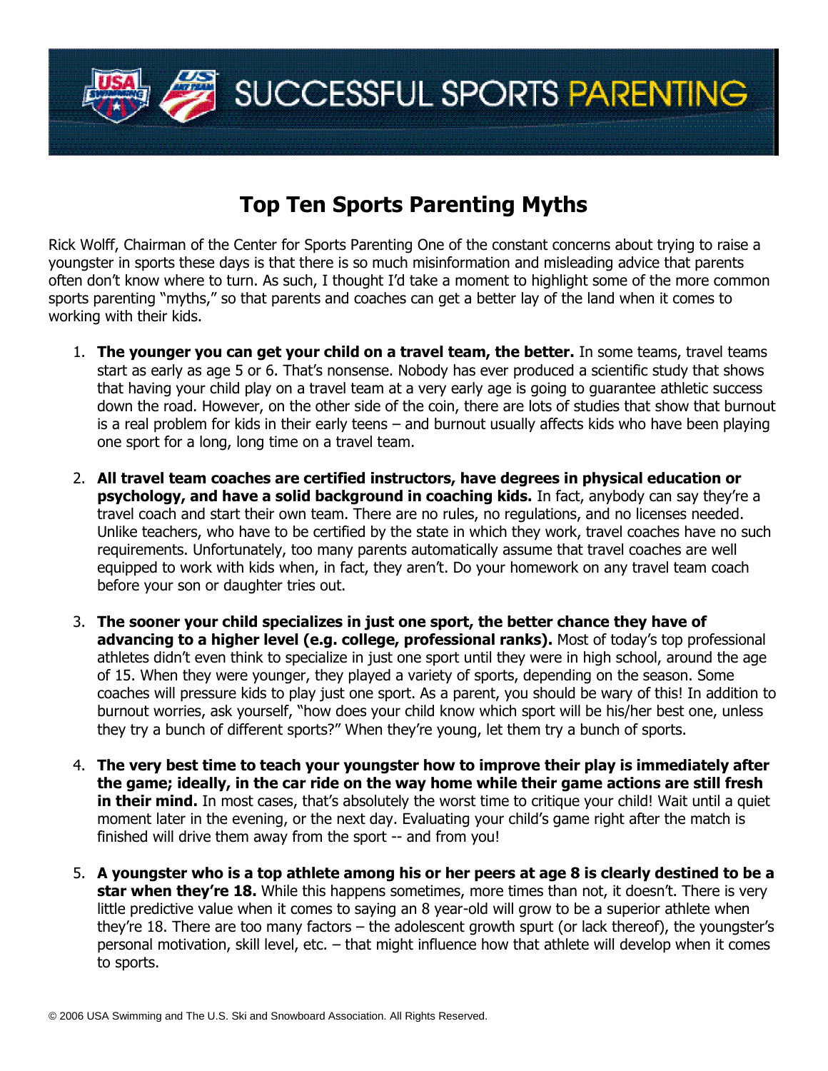# SUCCESSFUL SPORTS PARENTING

## Top Ten Sports Parenting Myths

Rick Wolff, Chairman of the Center for Sports Parenting One of the constant concerns about trying to raise a youngster in sports these days is that there is so much misinformation and misleading advice that parents often don't know where to turn. As such, I thought I'd take a moment to highlight some of the more common sports parenting "myths," so that parents and coaches can get a better lay of the land when it comes to working with their kids.

1. **The younger you can get your child on a travel team, the better.** In some teams, travel teams start as early as age 5 or 6. That's nonsense. Nobody has ever produced a scientific study that shows that having your child play on a travel team at a very early age is going to guarantee athletic success down the road. However, on the other side of the coin, there are lots of studies that show that burnout is a real problem for kids in their early teens – and burnout usually affects kids who have been playing one sport for a long, long time on a travel team.

2. **All travel team coaches are certified instructors, have degrees in physical education or psychology, and have a solid background in coaching kids.** In fact, anybody can say they're a travel coach and start their own team. There are no rules, no regulations, and no licenses needed. Unlike teachers, who have to be certified by the state in which they work, travel coaches have no such requirements. Unfortunately, too many parents automatically assume that travel coaches are well equipped to work with kids when, in fact, they aren't. Do your homework on any travel team coach before your son or daughter tries out.

3. **The sooner your child specializes in just one sport, the better chance they have of advancing to a higher level (e.g. college, professional ranks).** Most of today's top professional athletes didn't even think to specialize in just one sport until they were in high school, around the age of 15. When they were younger, they played a variety of sports, depending on the season. Some coaches will pressure kids to play just one sport. As a parent, you should be wary of this! In addition to burnout worries, ask yourself, "how does your child know which sport will be his/her best one, unless they try a bunch of different sports?" When they're young, let them try a bunch of sports.

4. **The very best time to teach your youngster how to improve their play is immediately after the game; ideally, in the car ride on the way home while their game actions are still fresh in their mind.** In most cases, that's absolutely the worst time to critique your child! Wait until a quiet moment later in the evening, or the next day. Evaluating your child's game right after the match is finished will drive them away from the sport -- and from you!

5. **A youngster who is a top athlete among his or her peers at age 8 is clearly destined to be a star when they're 18.** While this happens sometimes, more times than not, it doesn't. There is very little predictive value when it comes to saying an 8 year-old will grow to be a superior athlete when they're 18. There are too many factors – the adolescent growth spurt (or lack thereof), the youngster's personal motivation, skill level, etc. – that might influence how that athlete will develop when it comes to sports.

© 2006 USA Swimming and The U.S. Ski and Snowboard Association. All Rights Reserved.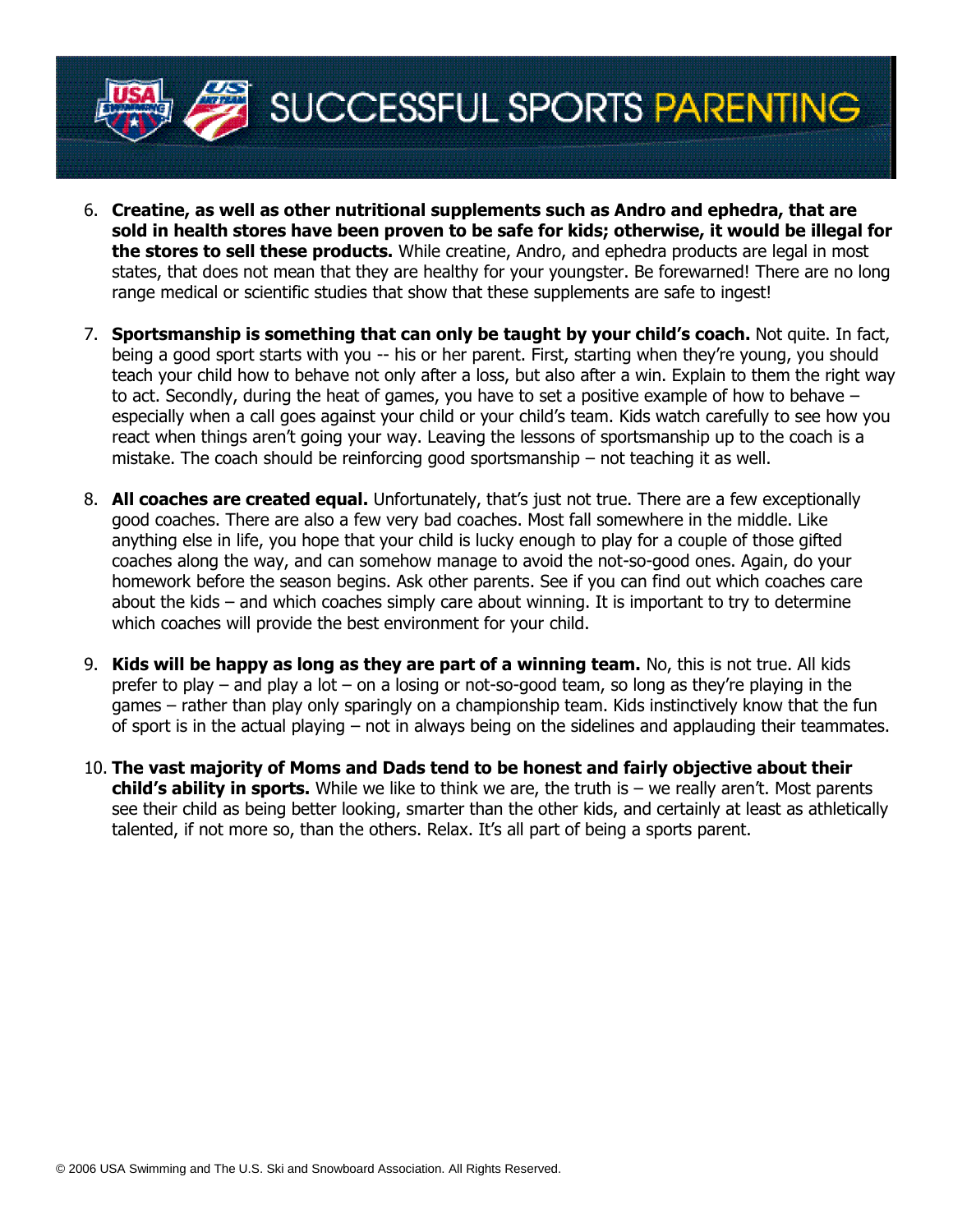# SUCCESSFUL SPORTS PARENTING

6. **Creatine, as well as other nutritional supplements such as Andro and ephedra, that are sold in health stores have been proven to be safe for kids; otherwise, it would be illegal for the stores to sell these products.** While creatine, Andro, and ephedra products are legal in most states, that does not mean that they are healthy for your youngster. Be forewarned! There are no long range medical or scientific studies that show that these supplements are safe to ingest!

7. **Sportsmanship is something that can only be taught by your child's coach.** Not quite. In fact, being a good sport starts with you -- his or her parent. First, starting when they're young, you should teach your child how to behave not only after a loss, but also after a win. Explain to them the right way to act. Secondly, during the heat of games, you have to set a positive example of how to behave – especially when a call goes against your child or your child's team. Kids watch carefully to see how you react when things aren't going your way. Leaving the lessons of sportsmanship up to the coach is a mistake. The coach should be reinforcing good sportsmanship – not teaching it as well.

8. **All coaches are created equal.** Unfortunately, that's just not true. There are a few exceptionally good coaches. There are also a few very bad coaches. Most fall somewhere in the middle. Like anything else in life, you hope that your child is lucky enough to play for a couple of those gifted coaches along the way, and can somehow manage to avoid the not-so-good ones. Again, do your homework before the season begins. Ask other parents. See if you can find out which coaches care about the kids – and which coaches simply care about winning. It is important to try to determine which coaches will provide the best environment for your child.

9. **Kids will be happy as long as they are part of a winning team.** No, this is not true. All kids prefer to play – and play a lot – on a losing or not-so-good team, so long as they're playing in the games – rather than play only sparingly on a championship team. Kids instinctively know that the fun of sport is in the actual playing – not in always being on the sidelines and applauding their teammates.

10. **The vast majority of Moms and Dads tend to be honest and fairly objective about their child's ability in sports.** While we like to think we are, the truth is – we really aren't. Most parents see their child as being better looking, smarter than the other kids, and certainly at least as athletically talented, if not more so, than the others. Relax. It's all part of being a sports parent.

© 2006 USA Swimming and The U.S. Ski and Snowboard Association. All Rights Reserved.